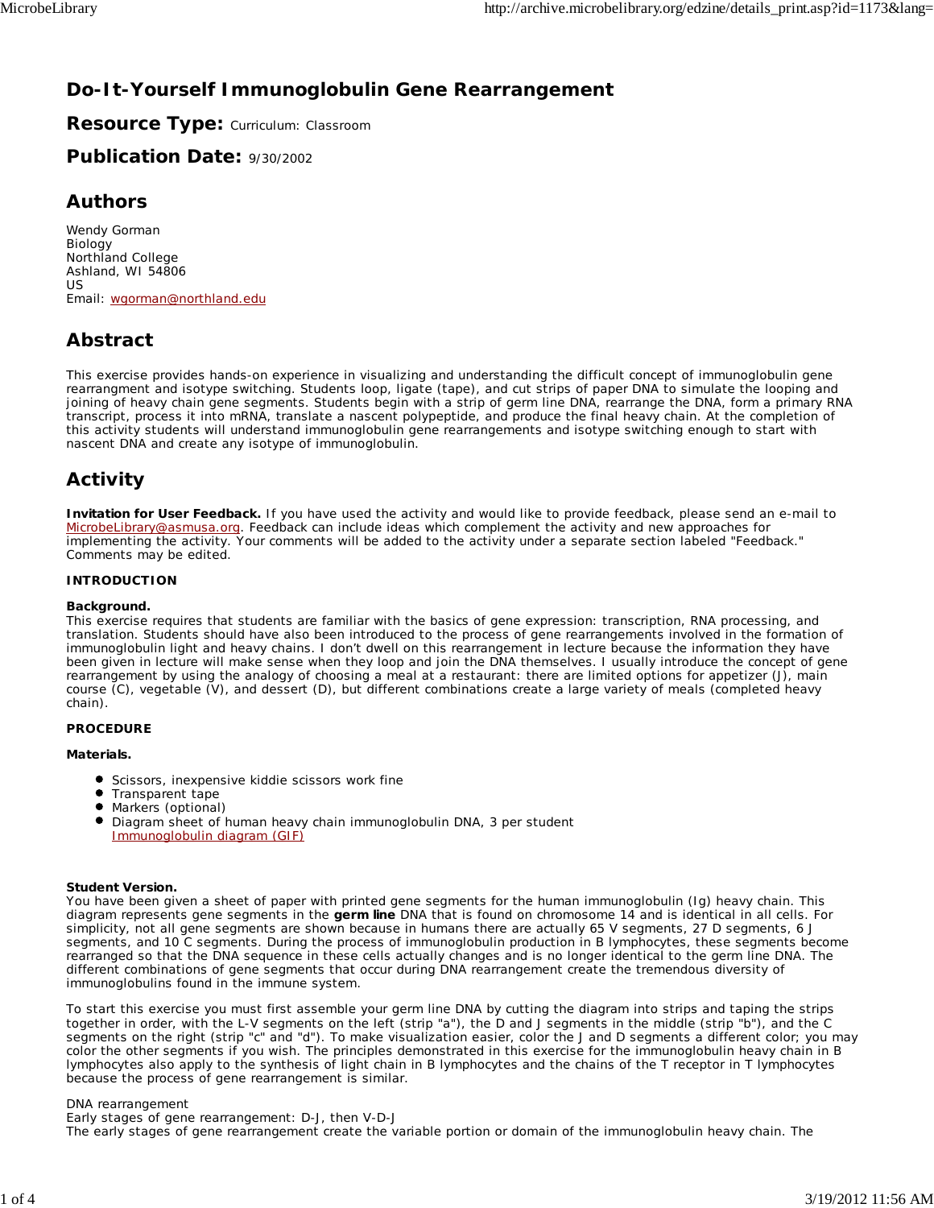# Do-It-Yourself Immunoglobulin Gene Rearrangement

## Resource Type: Curriculum: Classroom

## Publication Date: 9/30/2002

## Authors

Wendy Gorman
Biology
Northland College
Ashland, WI 54806
US
Email: wgorman@northland.edu

## Abstract

This exercise provides hands-on experience in visualizing and understanding the difficult concept of immunoglobulin gene rearrangment and isotype switching. Students loop, ligate (tape), and cut strips of paper DNA to simulate the looping and joining of heavy chain gene segments. Students begin with a strip of germ line DNA, rearrange the DNA, form a primary RNA transcript, process it into mRNA, translate a nascent polypeptide, and produce the final heavy chain. At the completion of this activity students will understand immunoglobulin gene rearrangements and isotype switching enough to start with nascent DNA and create any isotype of immunoglobulin.

## Activity

**Invitation for User Feedback.** If you have used the activity and would like to provide feedback, please send an e-mail to MicrobeLibrary@asmusa.org. Feedback can include ideas which complement the activity and new approaches for implementing the activity. Your comments will be added to the activity under a separate section labeled "Feedback." Comments may be edited.

**INTRODUCTION**

**Background.**
This exercise requires that students are familiar with the basics of gene expression: transcription, RNA processing, and translation. Students should have also been introduced to the process of gene rearrangements involved in the formation of immunoglobulin light and heavy chains. I don't dwell on this rearrangement in lecture because the information they have been given in lecture will make sense when they loop and join the DNA themselves. I usually introduce the concept of gene rearrangement by using the analogy of choosing a meal at a restaurant: there are limited options for appetizer (J), main course (C), vegetable (V), and dessert (D), but different combinations create a large variety of meals (completed heavy chain).

**PROCEDURE**

**Materials.**

- Scissors, inexpensive kiddie scissors work fine
- Transparent tape
- Markers (optional)
- Diagram sheet of human heavy chain immunoglobulin DNA, 3 per student
  Immunoglobulin diagram (GIF)

**Student Version.**
You have been given a sheet of paper with printed gene segments for the human immunoglobulin (Ig) heavy chain. This diagram represents gene segments in the **germ line** DNA that is found on chromosome 14 and is identical in all cells. For simplicity, not all gene segments are shown because in humans there are actually 65 V segments, 27 D segments, 6 J segments, and 10 C segments. During the process of immunoglobulin production in B lymphocytes, these segments become rearranged so that the DNA sequence in these cells actually changes and is no longer identical to the germ line DNA. The different combinations of gene segments that occur during DNA rearrangement create the tremendous diversity of immunoglobulins found in the immune system.

To start this exercise you must first assemble your germ line DNA by cutting the diagram into strips and taping the strips together in order, with the L-V segments on the left (strip "a"), the D and J segments in the middle (strip "b"), and the C segments on the right (strip "c" and "d"). To make visualization easier, color the J and D segments a different color; you may color the other segments if you wish. The principles demonstrated in this exercise for the immunoglobulin heavy chain in B lymphocytes also apply to the synthesis of light chain in B lymphocytes and the chains of the T receptor in T lymphocytes because the process of gene rearrangement is similar.

DNA rearrangement
Early stages of gene rearrangement: D-J, then V-D-J
The early stages of gene rearrangement create the variable portion or domain of the immunoglobulin heavy chain. The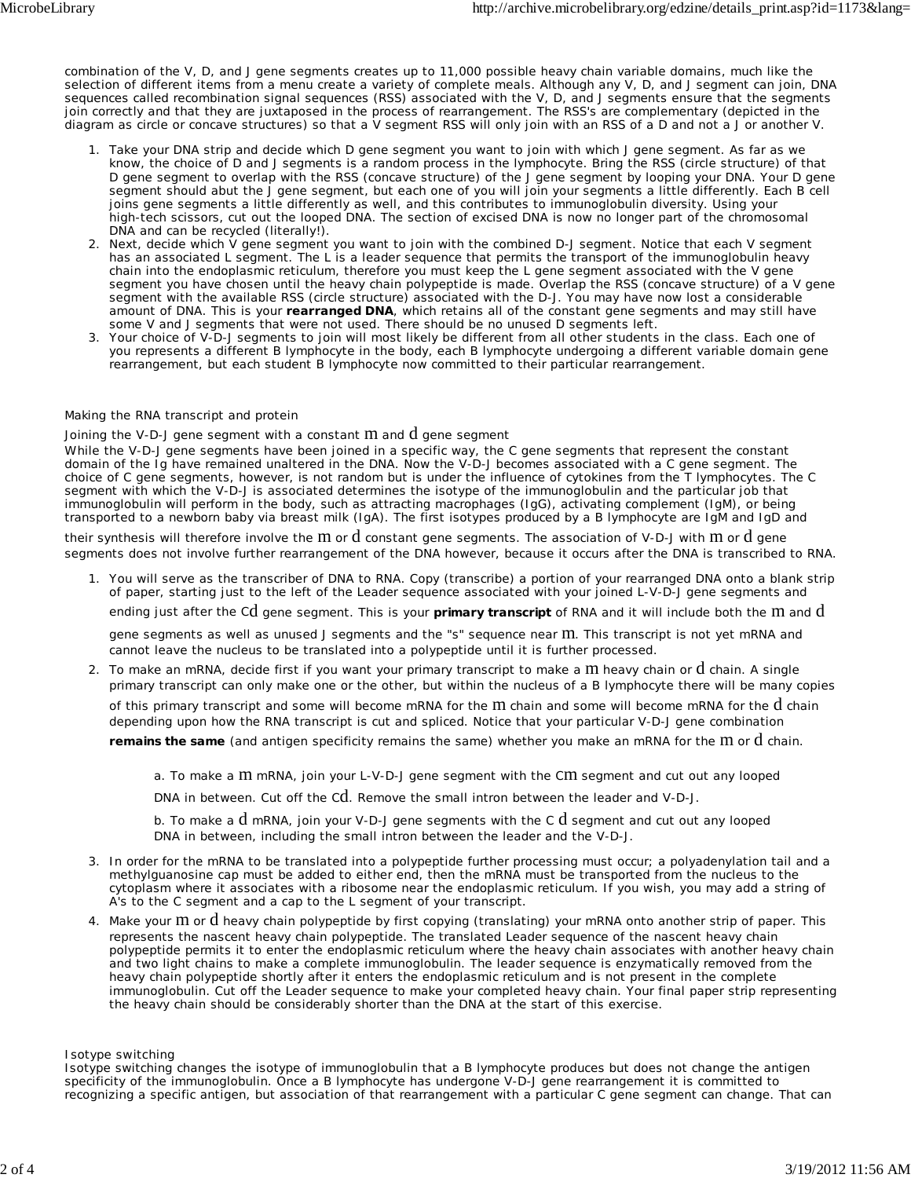combination of the V, D, and J gene segments creates up to 11,000 possible heavy chain variable domains, much like the selection of different items from a menu create a variety of complete meals. Although any V, D, and J segment can join, DNA sequences called recombination signal sequences (RSS) associated with the V, D, and J segments ensure that the segments join correctly and that they are juxtaposed in the process of rearrangement. The RSS's are complementary (depicted in the diagram as circle or concave structures) so that a V segment RSS will only join with an RSS of a D and not a J or another V.

1. Take your DNA strip and decide which D gene segment you want to join with which J gene segment. As far as we know, the choice of D and J segments is a random process in the lymphocyte. Bring the RSS (circle structure) of that D gene segment to overlap with the RSS (concave structure) of the J gene segment by looping your DNA. Your D gene segment should abut the J gene segment, but each one of you will join your segments a little differently. Each B cell joins gene segments a little differently as well, and this contributes to immunoglobulin diversity. Using your high-tech scissors, cut out the looped DNA. The section of excised DNA is now no longer part of the chromosomal DNA and can be recycled (literally!).
2. Next, decide which V gene segment you want to join with the combined D-J segment. Notice that each V segment has an associated L segment. The L is a leader sequence that permits the transport of the immunoglobulin heavy chain into the endoplasmic reticulum, therefore you must keep the L gene segment associated with the V gene segment you have chosen until the heavy chain polypeptide is made. Overlap the RSS (concave structure) of a V gene segment with the available RSS (circle structure) associated with the D-J. You may have now lost a considerable amount of DNA. This is your **rearranged DNA**, which retains all of the constant gene segments and may still have some V and J segments that were not used. There should be no unused D segments left.
3. Your choice of V-D-J segments to join will most likely be different from all other students in the class. Each one of you represents a different B lymphocyte in the body, each B lymphocyte undergoing a different variable domain gene rearrangement, but each student B lymphocyte now committed to their particular rearrangement.

Making the RNA transcript and protein

Joining the V-D-J gene segment with a constant m and d gene segment

While the V-D-J gene segments have been joined in a specific way, the C gene segments that represent the constant domain of the Ig have remained unaltered in the DNA. Now the V-D-J becomes associated with a C gene segment. The choice of C gene segments, however, is not random but is under the influence of cytokines from the T lymphocytes. The C segment with which the V-D-J is associated determines the isotype of the immunoglobulin and the particular job that immunoglobulin will perform in the body, such as attracting macrophages (IgG), activating complement (IgM), or being transported to a newborn baby via breast milk (IgA). The first isotypes produced by a B lymphocyte are IgM and IgD and their synthesis will therefore involve the m or d constant gene segments. The association of V-D-J with m or d gene segments does not involve further rearrangement of the DNA however, because it occurs after the DNA is transcribed to RNA.

1. You will serve as the transcriber of DNA to RNA. Copy (transcribe) a portion of your rearranged DNA onto a blank strip of paper, starting just to the left of the Leader sequence associated with your joined L-V-D-J gene segments and ending just after the Cd gene segment. This is your **primary transcript** of RNA and it will include both the m and d gene segments as well as unused J segments and the "s" sequence near m. This transcript is not yet mRNA and cannot leave the nucleus to be translated into a polypeptide until it is further processed.
2. To make an mRNA, decide first if you want your primary transcript to make a m heavy chain or d chain. A single primary transcript can only make one or the other, but within the nucleus of a B lymphocyte there will be many copies of this primary transcript and some will become mRNA for the m chain and some will become mRNA for the d chain depending upon how the RNA transcript is cut and spliced. Notice that your particular V-D-J gene combination **remains the same** (and antigen specificity remains the same) whether you make an mRNA for the m or d chain.

   a. To make a m mRNA, join your L-V-D-J gene segment with the Cm segment and cut out any looped DNA in between. Cut off the Cd. Remove the small intron between the leader and V-D-J.

   b. To make a d mRNA, join your V-D-J gene segments with the C d segment and cut out any looped DNA in between, including the small intron between the leader and the V-D-J.

3. In order for the mRNA to be translated into a polypeptide further processing must occur; a polyadenylation tail and a methylguanosine cap must be added to either end, then the mRNA must be transported from the nucleus to the cytoplasm where it associates with a ribosome near the endoplasmic reticulum. If you wish, you may add a string of A's to the C segment and a cap to the L segment of your transcript.
4. Make your m or d heavy chain polypeptide by first copying (translating) your mRNA onto another strip of paper. This represents the nascent heavy chain polypeptide. The translated Leader sequence of the nascent heavy chain polypeptide permits it to enter the endoplasmic reticulum where the heavy chain associates with another heavy chain and two light chains to make a complete immunoglobulin. The leader sequence is enzymatically removed from the heavy chain polypeptide shortly after it enters the endoplasmic reticulum and is not present in the complete immunoglobulin. Cut off the Leader sequence to make your completed heavy chain. Your final paper strip representing the heavy chain should be considerably shorter than the DNA at the start of this exercise.

Isotype switching

Isotype switching changes the isotype of immunoglobulin that a B lymphocyte produces but does not change the antigen specificity of the immunoglobulin. Once a B lymphocyte has undergone V-D-J gene rearrangement it is committed to recognizing a specific antigen, but association of that rearrangement with a particular C gene segment can change. That can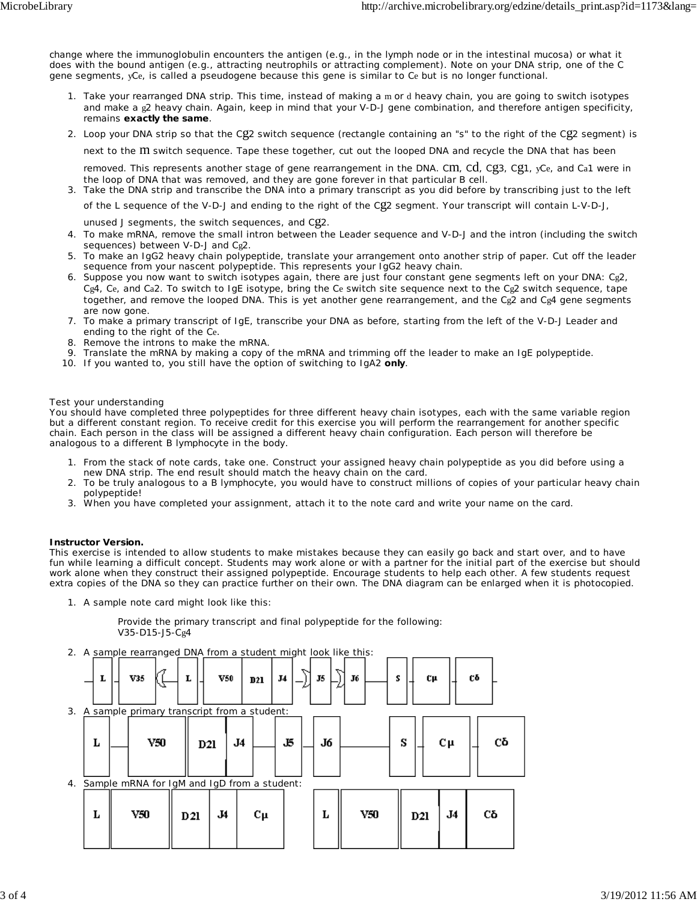change where the immunoglobulin encounters the antigen (e.g., in the lymph node or in the intestinal mucosa) or what it does with the bound antigen (e.g., attracting neutrophils or attracting complement). Note on your DNA strip, one of the C gene segments, ψCε, is called a pseudogene because this gene is similar to Cε but is no longer functional.

1. Take your rearranged DNA strip. This time, instead of making a μ or δ heavy chain, you are going to switch isotypes and make a γ2 heavy chain. Again, keep in mind that your V-D-J gene combination, and therefore antigen specificity, remains **exactly the same**.
2. Loop your DNA strip so that the Cγ2 switch sequence (rectangle containing an "s" to the right of the Cγ2 segment) is next to the μ switch sequence. Tape these together, cut out the looped DNA and recycle the DNA that has been removed. This represents another stage of gene rearrangement in the DNA. Cμ, Cδ, Cγ3, Cγ1, ψCε, and Cα1 were in the loop of DNA that was removed, and they are gone forever in that particular B cell.
3. Take the DNA strip and transcribe the DNA into a primary transcript as you did before by transcribing just to the left of the L sequence of the V-D-J and ending to the right of the Cγ2 segment. Your transcript will contain L-V-D-J, unused J segments, the switch sequences, and Cγ2.
4. To make mRNA, remove the small intron between the Leader sequence and V-D-J and the intron (including the switch sequences) between V-D-J and Cγ2.
5. To make an IgG2 heavy chain polypeptide, translate your arrangement onto another strip of paper. Cut off the leader sequence from your nascent polypeptide. This represents your IgG2 heavy chain.
6. Suppose you now want to switch isotypes again, there are just four constant gene segments left on your DNA: Cγ2, Cγ4, Cε, and Cα2. To switch to IgE isotype, bring the Cε switch site sequence next to the Cγ2 switch sequence, tape together, and remove the looped DNA. This is yet another gene rearrangement, and the Cγ2 and Cγ4 gene segments are now gone.
7. To make a primary transcript of IgE, transcribe your DNA as before, starting from the left of the V-D-J Leader and ending to the right of the Cε.
8. Remove the introns to make the mRNA.
9. Translate the mRNA by making a copy of the mRNA and trimming off the leader to make an IgE polypeptide.
10. If you wanted to, you still have the option of switching to IgA2 **only**.

Test your understanding

You should have completed three polypeptides for three different heavy chain isotypes, each with the same variable region but a different constant region. To receive credit for this exercise you will perform the rearrangement for another specific chain. Each person in the class will be assigned a different heavy chain configuration. Each person will therefore be analogous to a different B lymphocyte in the body.

1. From the stack of note cards, take one. Construct your assigned heavy chain polypeptide as you did before using a new DNA strip. The end result should match the heavy chain on the card.
2. To be truly analogous to a B lymphocyte, you would have to construct millions of copies of your particular heavy chain polypeptide!
3. When you have completed your assignment, attach it to the note card and write your name on the card.

**Instructor Version.**

This exercise is intended to allow students to make mistakes because they can easily go back and start over, and to have fun while learning a difficult concept. Students may work alone or with a partner for the initial part of the exercise but should work alone when they construct their assigned polypeptide. Encourage students to help each other. A few students request extra copies of the DNA so they can practice further on their own. The DNA diagram can be enlarged when it is photocopied.

1. A sample note card might look like this:

   Provide the primary transcript and final polypeptide for the following:
   V35-D15-J5-Cγ4

2. A sample rearranged DNA from a student might look like this:

   L V35 L V50 D21 J4 J5 J6 S Cμ Cδ

3. A sample primary transcript from a student:

   L V50 D21 J4 J5 J6 S Cμ Cδ

4. Sample mRNA for IgM and IgD from a student:

   L V50 D21 J4 Cμ    L V50 D21 J4 Cδ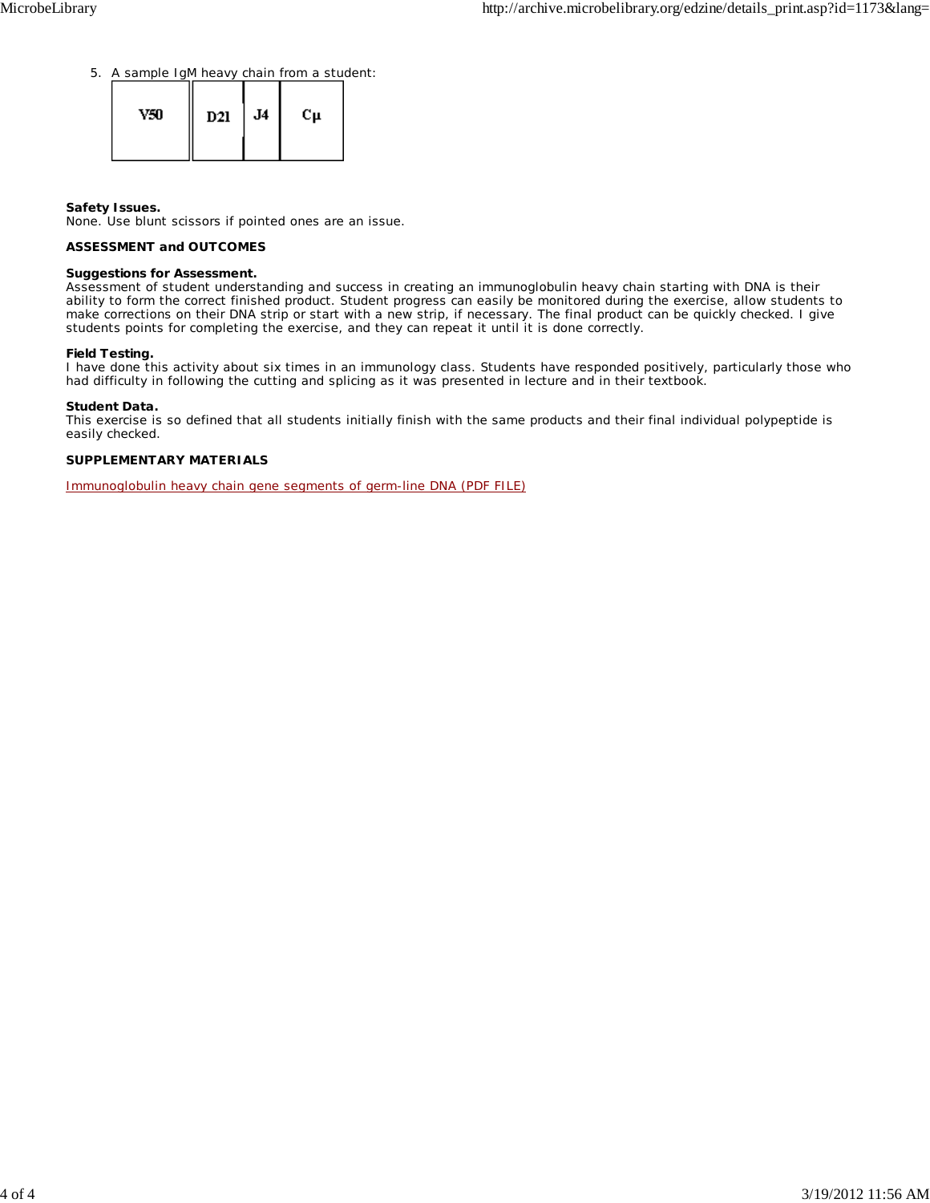5. A sample IgM heavy chain from a student:

| V50 | D21 | J4 | Cμ |
|---|---|---|---|

**Safety Issues.**
None. Use blunt scissors if pointed ones are an issue.

**ASSESSMENT and OUTCOMES**

**Suggestions for Assessment.**
Assessment of student understanding and success in creating an immunoglobulin heavy chain starting with DNA is their ability to form the correct finished product. Student progress can easily be monitored during the exercise, allow students to make corrections on their DNA strip or start with a new strip, if necessary. The final product can be quickly checked. I give students points for completing the exercise, and they can repeat it until it is done correctly.

**Field Testing.**
I have done this activity about six times in an immunology class. Students have responded positively, particularly those who had difficulty in following the cutting and splicing as it was presented in lecture and in their textbook.

**Student Data.**
This exercise is so defined that all students initially finish with the same products and their final individual polypeptide is easily checked.

**SUPPLEMENTARY MATERIALS**

Immunoglobulin heavy chain gene segments of germ-line DNA (PDF FILE)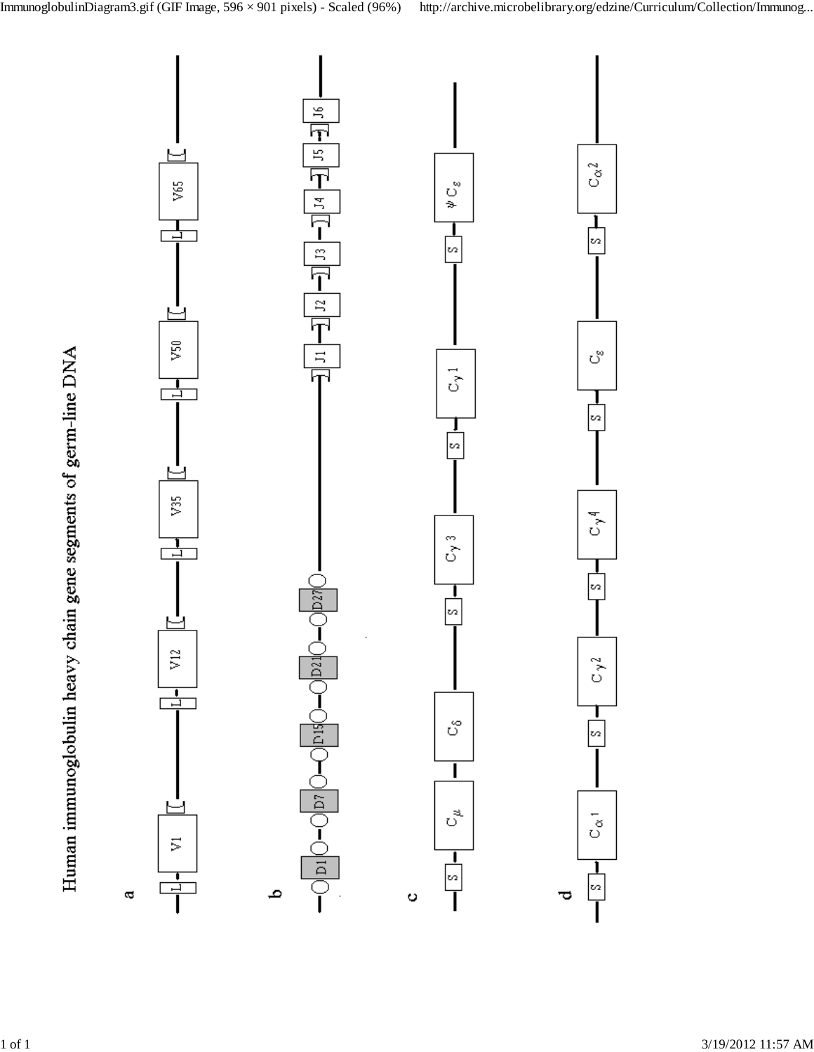# Human immunoglobulin heavy chain gene segments of germ-line DNA

a

L V1 L V12 L V35 L V50 L V65

b

D1 D7 D15 D21 D27 J1 J2 J3 J4 J5 J6

c

S $C_\mu$ $C_\delta$ S $C_\gamma 3$ S $C_\gamma 1$ S $\psi C_\varepsilon$

d

S $C_\alpha 1$ S $C_\gamma 2$ S $C_\gamma 4$ S $C_\varepsilon$ S $C_\alpha 2$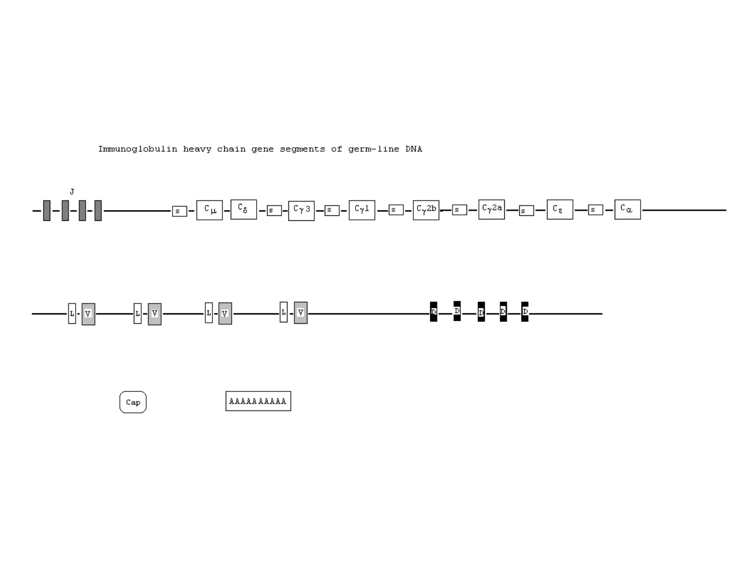Immunoglobulin heavy chain gene segments of germ-line DNA

J

s $C_\mu$ $C_\delta$ s $C_{\gamma}3$ s $C_{\gamma}1$ s $C_{\gamma}2b$ s $C_{\gamma}2a$ s $C_\varepsilon$ s $C_\alpha$

L V L V L V L V D D D D D

Cap

AAAAAAAAAA